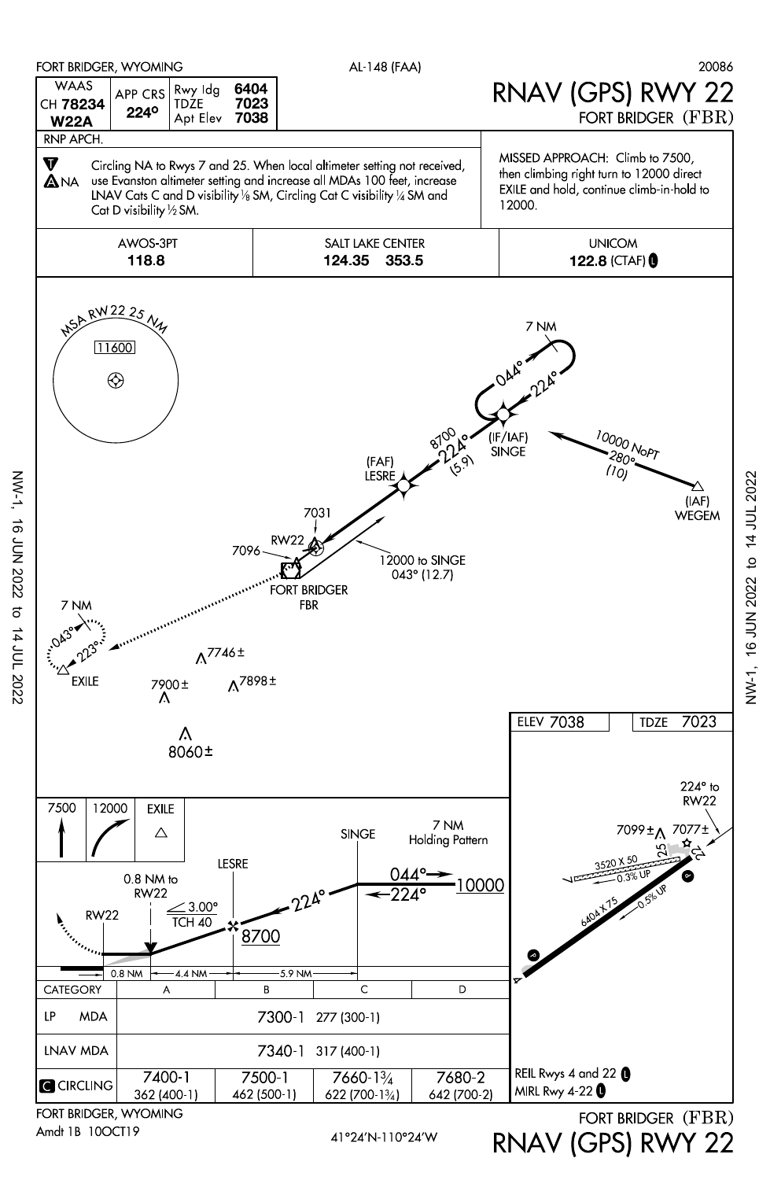FORT BRIDGER, WYOMING — AL-148 (FAA) — 20086

# RNAV (GPS) RWY 22

FORT BRIDGER (FBR)

| WAAS CH 78234 W22A | APP CRS 224° | Rwy ldg 6404 | TDZE 7023 | Apt Elev 7038 |
|---|---|---|---|---|

RNP APCH.

Circling NA to Rwys 7 and 25. When local altimeter setting not received, use Evanston altimeter setting and increase all MDAs 100 feet, increase LNAV Cats C and D visibility ⅛ SM, Circling Cat C visibility ¼ SM and Cat D visibility ½ SM.

A NA

MISSED APPROACH: Climb to 7500, then climbing right turn to 12000 direct EXILE and hold, continue climb-in-hold to 12000.

| AWOS-3PT | SALT LAKE CENTER | UNICOM |
|---|---|---|
| 118.8 | 124.35 353.5 | 122.8 (CTAF) |

MSA RW22 25 NM: 11600

- (IF/IAF) SINGE — 7 NM holding, 044° / 224°
- SINGE to LESRE: 8700, 224° (5.9)
- (IAF) WEGEM: 10000 NoPT 280° (10)
- (FAF) LESRE
- RW22; 7031; 7096
- FORT BRIDGER FBR
- 12000 to SINGE 043° (12.7)
- EXILE — 7 NM holding, 043° / 223°
- Obstacles: 7746±, 7900±, 7898±, 8060±

ELEV 7038 — TDZE 7023

- 224° to RW22
- 7099±, 7077±
- Rwy 7-25: 3520 X 50, 0.3% UP
- Rwy 4-22: 6404 X 75, 0.5% UP

Missed approach: 7500 — 12000 — EXILE

Profile: SINGE 7 NM Holding Pattern 044° / 224° 10000; 224°; LESRE 8700; 3.00° TCH 40; 0.8 NM to RW22; RW22. Distances: 0.8 NM — 4.4 NM — 5.9 NM

| CATEGORY | A | B | C | D |
|---|---|---|---|---|
| LP MDA | 7300-1 277 (300-1) | | | |
| LNAV MDA | 7340-1 317 (400-1) | | | |
| CIRCLING | 7400-1 362 (400-1) | 7500-1 462 (500-1) | 7660-1¾ 622 (700-1¾) | 7680-2 642 (700-2) |

REIL Rwys 4 and 22
MIRL Rwy 4-22

FORT BRIDGER, WYOMING
Amdt 1B 10OCT19

41°24'N-110°24'W

FORT BRIDGER (FBR)
RNAV (GPS) RWY 22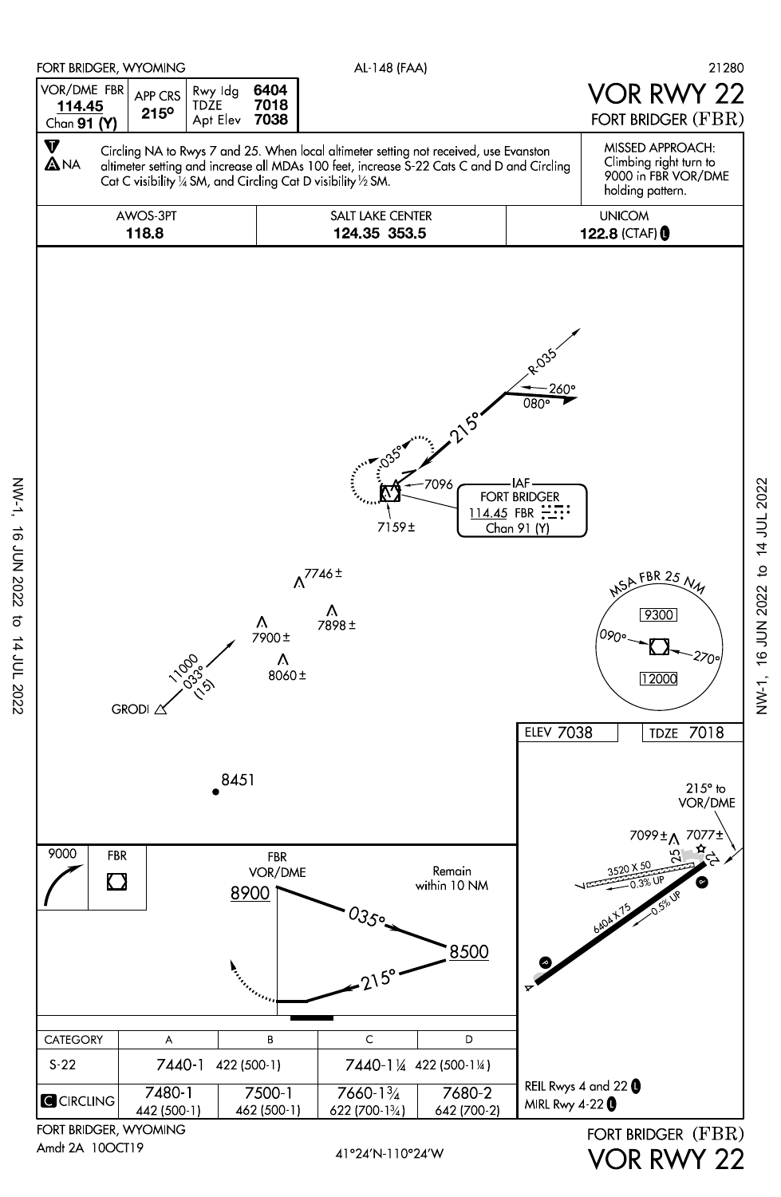FORT BRIDGER, WYOMING

AL-148 (FAA)

21280

# VOR RWY 22

FORT BRIDGER (FBR)

| VOR/DME FBR | APP CRS | Rwy ldg | 6404 |
|---|---|---|---|
| 114.45 | 215° | TDZE | 7018 |
| Chan 91 (Y) | | Apt Elev | 7038 |

T  A NA

Circling NA to Rwys 7 and 25. When local altimeter setting not received, use Evanston altimeter setting and increase all MDAs 100 feet, increase S-22 Cats C and D and Circling Cat C visibility ¼ SM, and Circling Cat D visibility ½ SM.

MISSED APPROACH: Climbing right turn to 9000 in FBR VOR/DME holding pattern.

| AWOS-3PT | SALT LAKE CENTER | UNICOM |
|---|---|---|
| 118.8 | 124.35 353.5 | 122.8 (CTAF) L |

R-035
260°
080°
215°
035°
7096
IAF
FORT BRIDGER
114.45 FBR
Chan 91 (Y)
7159±
7746±
7898±
7900±
8060±
11000
033°
(15)
GRODI
8451

MSA FBR 25 NM
9300
090°
270°
12000

ELEV 7038
TDZE 7018
215° to VOR/DME
7099±
7077±
25
22
3520 X 50
0.3% UP
6404 X 75
0.5% UP
4

9000
FBR
FBR VOR/DME
8900
035°
Remain within 10 NM
8500
215°

| CATEGORY | A | B | C | D |
|---|---|---|---|---|
| S-22 | 7440-1 422 (500-1) | | 7440-1¼ 422 (500-1¼) | |
| C CIRCLING | 7480-1 442 (500-1) | 7500-1 462 (500-1) | 7660-1¾ 622 (700-1¾) | 7680-2 642 (700-2) |

REIL Rwys 4 and 22 L
MIRL Rwy 4-22 L

FORT BRIDGER, WYOMING
Amdt 2A 10OCT19

41°24'N-110°24'W

FORT BRIDGER (FBR)
VOR RWY 22